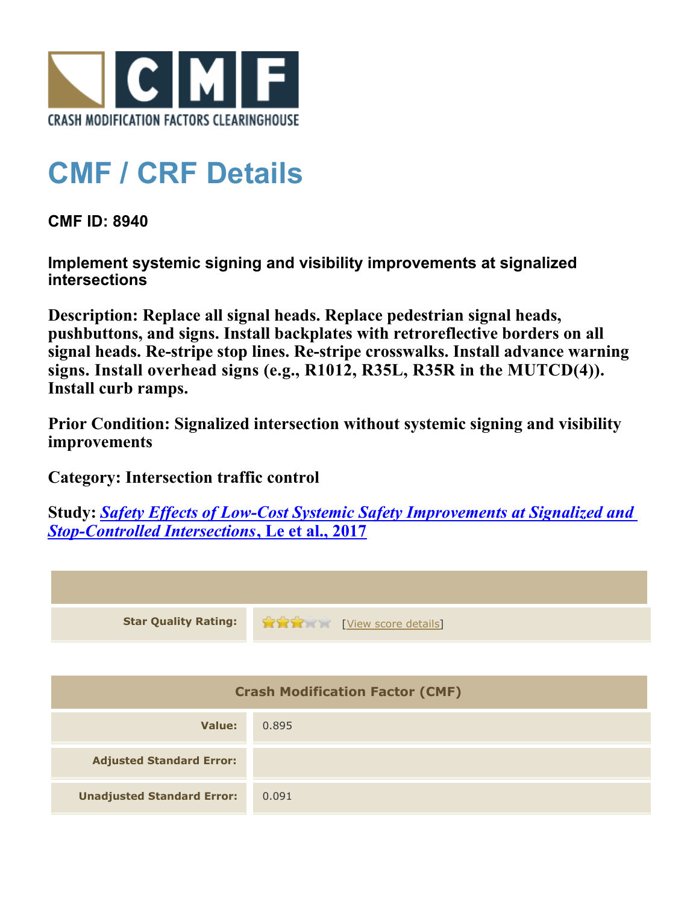CRASH MODIFICATION FACTORS CLEARINGHOUSE

# CMF / CRF Details

## CMF ID: 8940

### Implement systemic signing and visibility improvements at signalized intersections

**Description: Replace all signal heads. Replace pedestrian signal heads, pushbuttons, and signs. Install backplates with retroreflective borders on all signal heads. Re-stripe stop lines. Re-stripe crosswalks. Install advance warning signs. Install overhead signs (e.g., R1012, R35L, R35R in the MUTCD(4)). Install curb ramps.**

**Prior Condition: Signalized intersection without systemic signing and visibility improvements**

**Category: Intersection traffic control**

**Study: *Safety Effects of Low-Cost Systemic Safety Improvements at Signalized and Stop-Controlled Intersections*, Le et al., 2017**

| | |
|---|---|
| **Star Quality Rating:** | 3 of 5 stars [View score details] |

| Crash Modification Factor (CMF) | |
|---|---|
| **Value:** | 0.895 |
| **Adjusted Standard Error:** | |
| **Unadjusted Standard Error:** | 0.091 |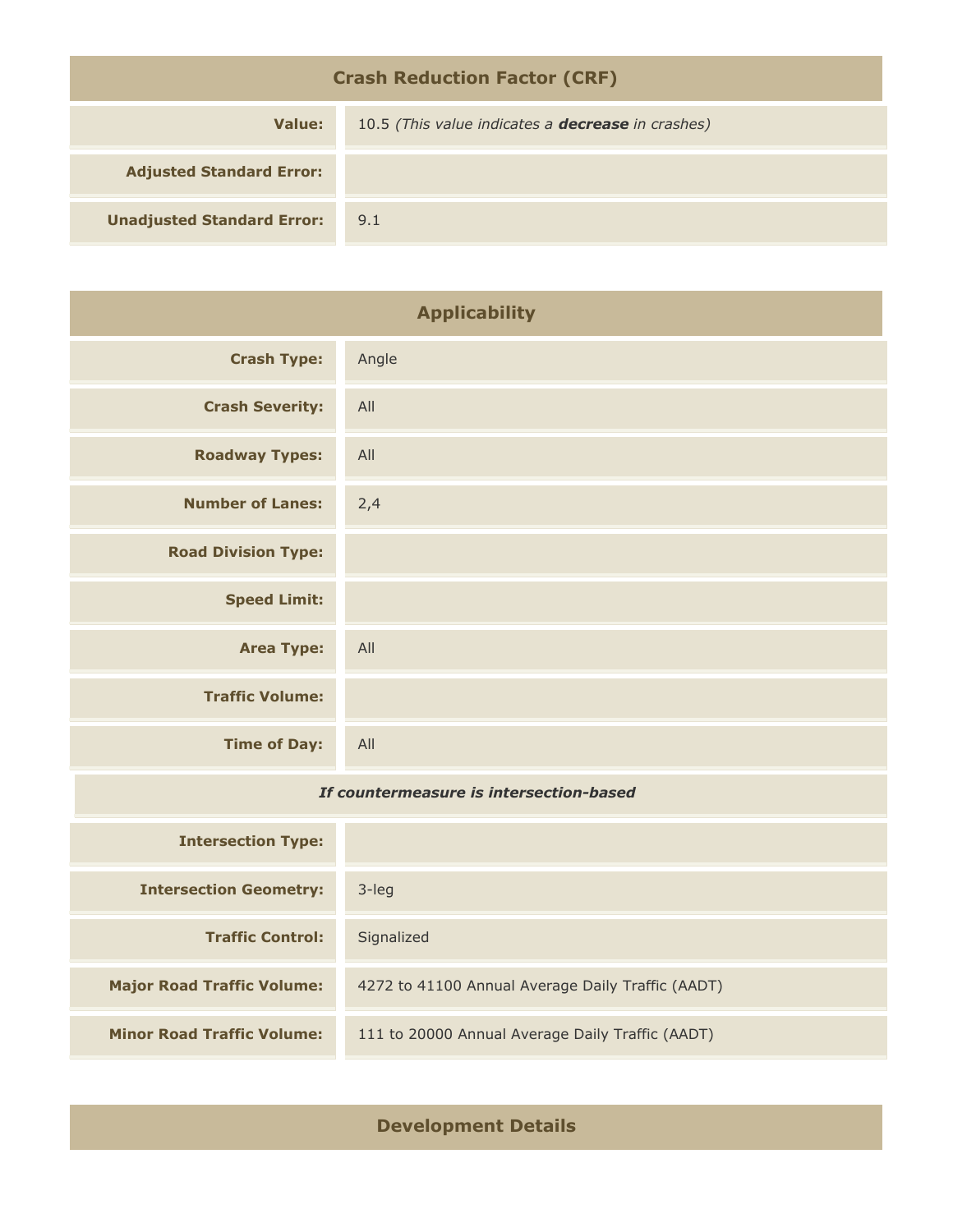## Crash Reduction Factor (CRF)

| | |
|---|---|
| **Value:** | 10.5 *(This value indicates a **decrease** in crashes)* |
| **Adjusted Standard Error:** | |
| **Unadjusted Standard Error:** | 9.1 |

## Applicability

| | |
|---|---|
| **Crash Type:** | Angle |
| **Crash Severity:** | All |
| **Roadway Types:** | All |
| **Number of Lanes:** | 2,4 |
| **Road Division Type:** | |
| **Speed Limit:** | |
| **Area Type:** | All |
| **Traffic Volume:** | |
| **Time of Day:** | All |
| ***If countermeasure is intersection-based*** | |
| **Intersection Type:** | |
| **Intersection Geometry:** | 3-leg |
| **Traffic Control:** | Signalized |
| **Major Road Traffic Volume:** | 4272 to 41100 Annual Average Daily Traffic (AADT) |
| **Minor Road Traffic Volume:** | 111 to 20000 Annual Average Daily Traffic (AADT) |

## Development Details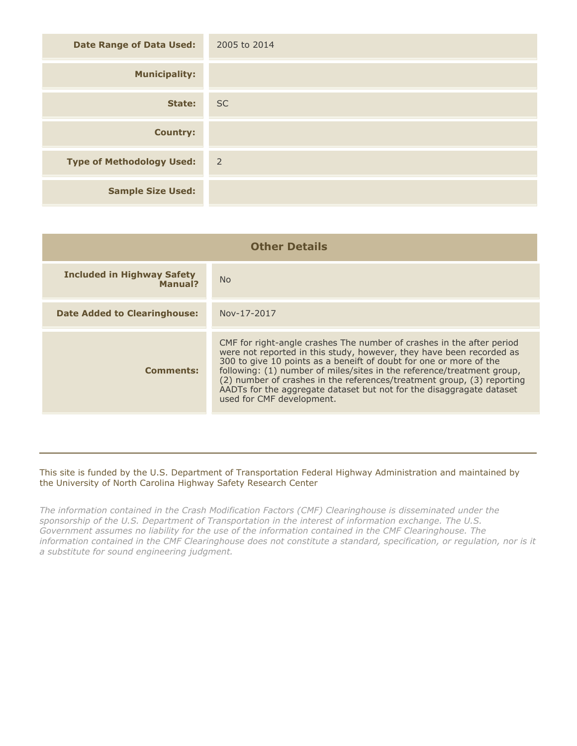| | |
|---|---|
| **Date Range of Data Used:** | 2005 to 2014 |
| **Municipality:** | |
| **State:** | SC |
| **Country:** | |
| **Type of Methodology Used:** | 2 |
| **Sample Size Used:** | |

## Other Details

| | |
|---|---|
| **Included in Highway Safety Manual?** | No |
| **Date Added to Clearinghouse:** | Nov-17-2017 |
| **Comments:** | CMF for right-angle crashes The number of crashes in the after period were not reported in this study, however, they have been recorded as 300 to give 10 points as a beneift of doubt for one or more of the following: (1) number of miles/sites in the reference/treatment group, (2) number of crashes in the references/treatment group, (3) reporting AADTs for the aggregate dataset but not for the disaggragate dataset used for CMF development. |

---

This site is funded by the U.S. Department of Transportation Federal Highway Administration and maintained by the University of North Carolina Highway Safety Research Center

*The information contained in the Crash Modification Factors (CMF) Clearinghouse is disseminated under the sponsorship of the U.S. Department of Transportation in the interest of information exchange. The U.S. Government assumes no liability for the use of the information contained in the CMF Clearinghouse. The information contained in the CMF Clearinghouse does not constitute a standard, specification, or regulation, nor is it a substitute for sound engineering judgment.*